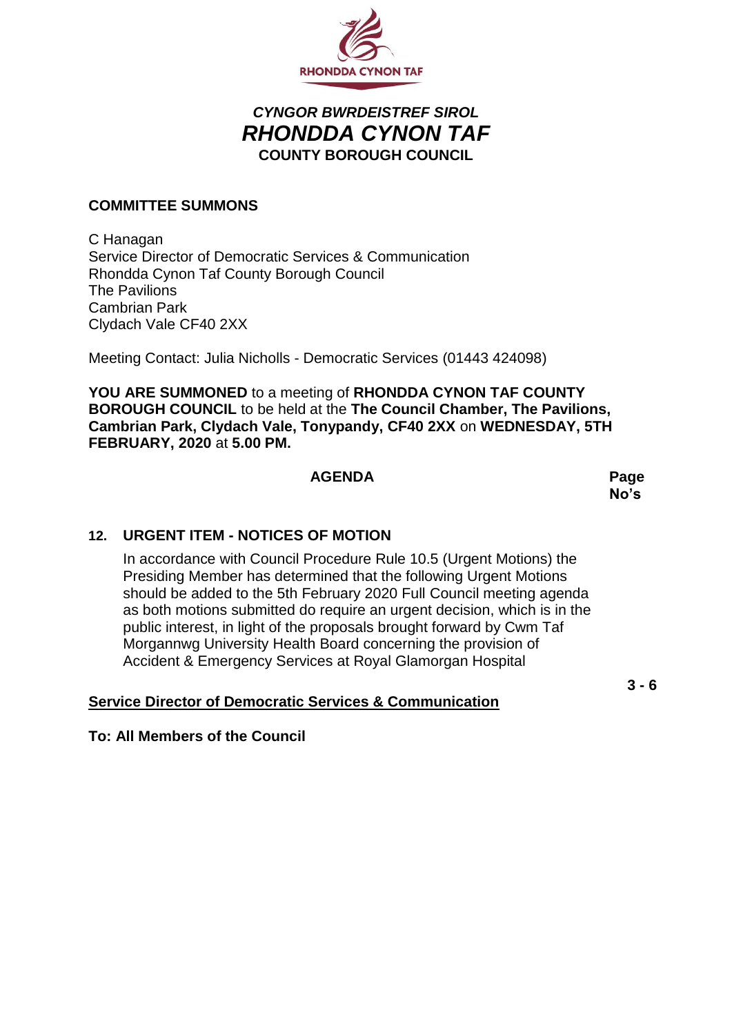RHONDDA CYNON TAF

*CYNGOR BWRDEISTREF SIROL*
***RHONDDA CYNON TAF***
**COUNTY BOROUGH COUNCIL**

**COMMITTEE SUMMONS**

C Hanagan
Service Director of Democratic Services & Communication
Rhondda Cynon Taf County Borough Council
The Pavilions
Cambrian Park
Clydach Vale CF40 2XX

Meeting Contact: Julia Nicholls - Democratic Services (01443 424098)

**YOU ARE SUMMONED** to a meeting of **RHONDDA CYNON TAF COUNTY BOROUGH COUNCIL** to be held at the **The Council Chamber, The Pavilions, Cambrian Park, Clydach Vale, Tonypandy, CF40 2XX** on **WEDNESDAY, 5TH FEBRUARY, 2020** at **5.00 PM.**

| **AGENDA** | **Page No's** |
|---|---|
| **12. URGENT ITEM - NOTICES OF MOTION**<br><br>In accordance with Council Procedure Rule 10.5 (Urgent Motions) the Presiding Member has determined that the following Urgent Motions should be added to the 5th February 2020 Full Council meeting agenda as both motions submitted do require an urgent decision, which is in the public interest, in light of the proposals brought forward by Cwm Taf Morgannwg University Health Board concerning the provision of Accident & Emergency Services at Royal Glamorgan Hospital | **3 - 6** |

**Service Director of Democratic Services & Communication**

**To: All Members of the Council**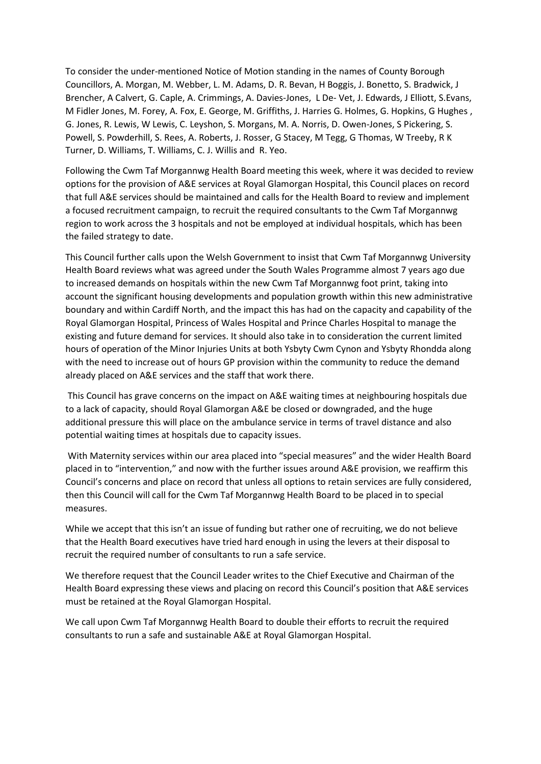To consider the under-mentioned Notice of Motion standing in the names of County Borough Councillors, A. Morgan, M. Webber, L. M. Adams, D. R. Bevan, H Boggis, J. Bonetto, S. Bradwick, J Brencher, A Calvert, G. Caple, A. Crimmings, A. Davies-Jones, L De- Vet, J. Edwards, J Elliott, S.Evans, M Fidler Jones, M. Forey, A. Fox, E. George, M. Griffiths, J. Harries G. Holmes, G. Hopkins, G Hughes , G. Jones, R. Lewis, W Lewis, C. Leyshon, S. Morgans, M. A. Norris, D. Owen-Jones, S Pickering, S. Powell, S. Powderhill, S. Rees, A. Roberts, J. Rosser, G Stacey, M Tegg, G Thomas, W Treeby, R K Turner, D. Williams, T. Williams, C. J. Willis and R. Yeo.

Following the Cwm Taf Morgannwg Health Board meeting this week, where it was decided to review options for the provision of A&E services at Royal Glamorgan Hospital, this Council places on record that full A&E services should be maintained and calls for the Health Board to review and implement a focused recruitment campaign, to recruit the required consultants to the Cwm Taf Morgannwg region to work across the 3 hospitals and not be employed at individual hospitals, which has been the failed strategy to date.

This Council further calls upon the Welsh Government to insist that Cwm Taf Morgannwg University Health Board reviews what was agreed under the South Wales Programme almost 7 years ago due to increased demands on hospitals within the new Cwm Taf Morgannwg foot print, taking into account the significant housing developments and population growth within this new administrative boundary and within Cardiff North, and the impact this has had on the capacity and capability of the Royal Glamorgan Hospital, Princess of Wales Hospital and Prince Charles Hospital to manage the existing and future demand for services. It should also take in to consideration the current limited hours of operation of the Minor Injuries Units at both Ysbyty Cwm Cynon and Ysbyty Rhondda along with the need to increase out of hours GP provision within the community to reduce the demand already placed on A&E services and the staff that work there.

This Council has grave concerns on the impact on A&E waiting times at neighbouring hospitals due to a lack of capacity, should Royal Glamorgan A&E be closed or downgraded, and the huge additional pressure this will place on the ambulance service in terms of travel distance and also potential waiting times at hospitals due to capacity issues.

With Maternity services within our area placed into "special measures" and the wider Health Board placed in to "intervention," and now with the further issues around A&E provision, we reaffirm this Council's concerns and place on record that unless all options to retain services are fully considered, then this Council will call for the Cwm Taf Morgannwg Health Board to be placed in to special measures.

While we accept that this isn't an issue of funding but rather one of recruiting, we do not believe that the Health Board executives have tried hard enough in using the levers at their disposal to recruit the required number of consultants to run a safe service.

We therefore request that the Council Leader writes to the Chief Executive and Chairman of the Health Board expressing these views and placing on record this Council's position that A&E services must be retained at the Royal Glamorgan Hospital.

We call upon Cwm Taf Morgannwg Health Board to double their efforts to recruit the required consultants to run a safe and sustainable A&E at Royal Glamorgan Hospital.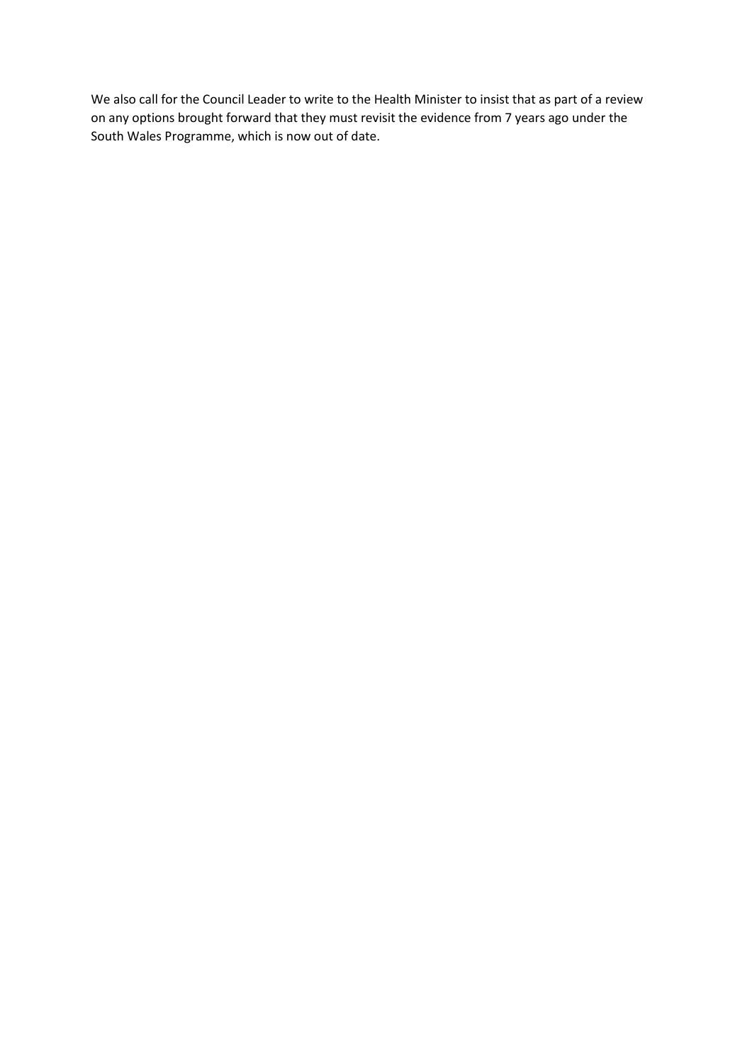We also call for the Council Leader to write to the Health Minister to insist that as part of a review on any options brought forward that they must revisit the evidence from 7 years ago under the South Wales Programme, which is now out of date.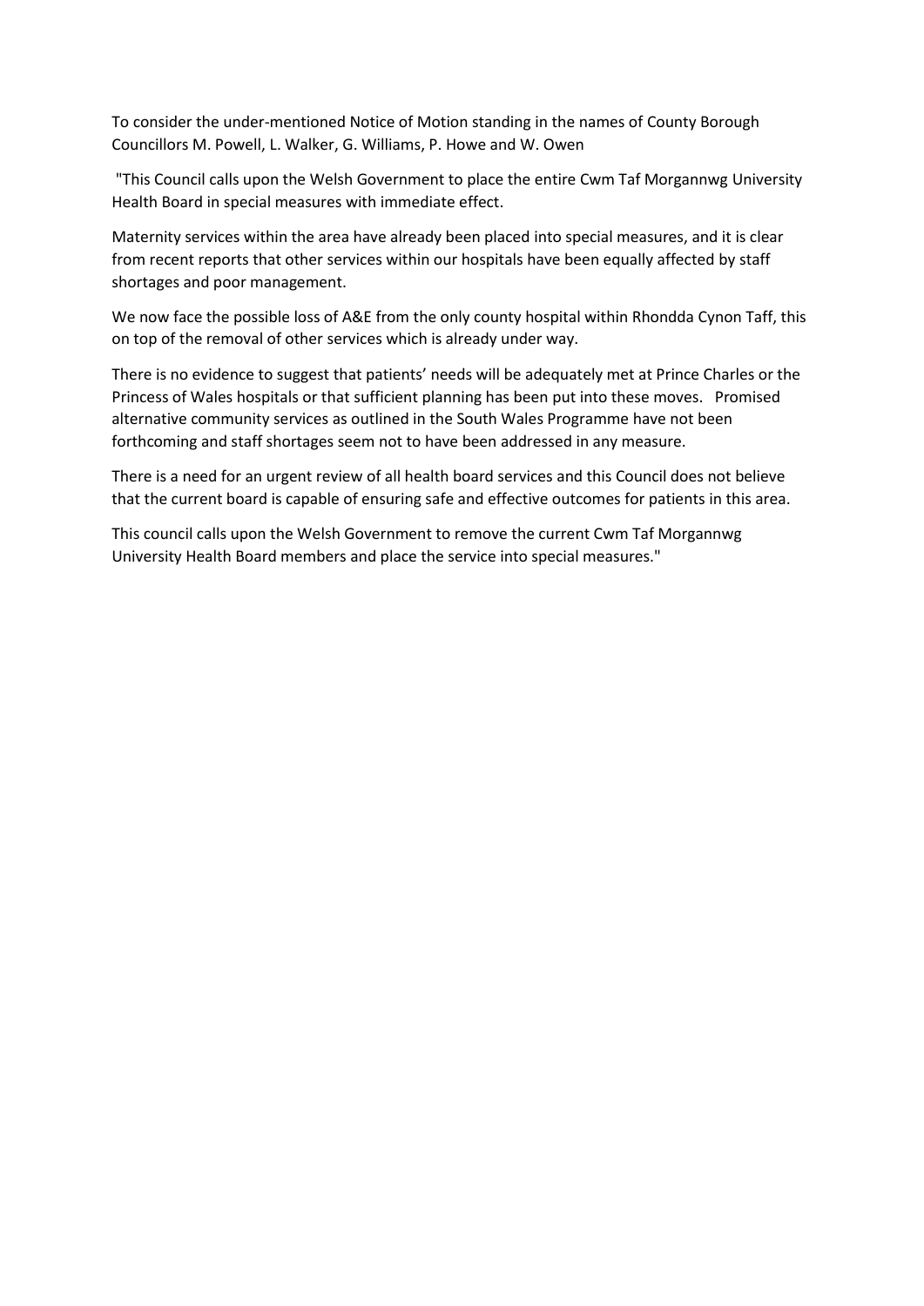To consider the under-mentioned Notice of Motion standing in the names of County Borough Councillors M. Powell, L. Walker, G. Williams, P. Howe and W. Owen

"This Council calls upon the Welsh Government to place the entire Cwm Taf Morgannwg University Health Board in special measures with immediate effect.

Maternity services within the area have already been placed into special measures, and it is clear from recent reports that other services within our hospitals have been equally affected by staff shortages and poor management.

We now face the possible loss of A&E from the only county hospital within Rhondda Cynon Taff, this on top of the removal of other services which is already under way.

There is no evidence to suggest that patients' needs will be adequately met at Prince Charles or the Princess of Wales hospitals or that sufficient planning has been put into these moves. Promised alternative community services as outlined in the South Wales Programme have not been forthcoming and staff shortages seem not to have been addressed in any measure.

There is a need for an urgent review of all health board services and this Council does not believe that the current board is capable of ensuring safe and effective outcomes for patients in this area.

This council calls upon the Welsh Government to remove the current Cwm Taf Morgannwg University Health Board members and place the service into special measures."